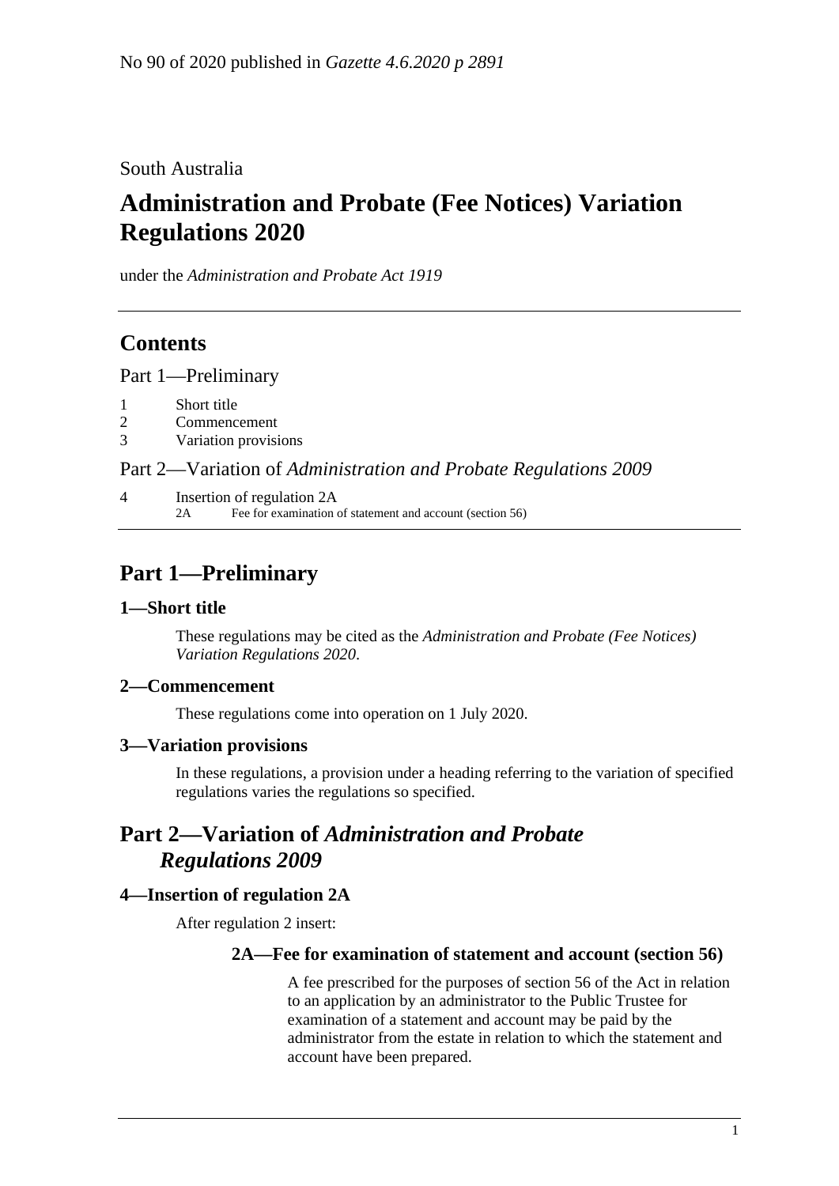No 90 of 2020 published in *Gazette 4.6.2020 p 2891*

South Australia

# Administration and Probate (Fee Notices) Variation Regulations 2020

under the *Administration and Probate Act 1919*

## Contents

Part 1—Preliminary

1 Short title
2 Commencement
3 Variation provisions

Part 2—Variation of *Administration and Probate Regulations 2009*

4 Insertion of regulation 2A
 2A Fee for examination of statement and account (section 56)

## Part 1—Preliminary

### 1—Short title

These regulations may be cited as the *Administration and Probate (Fee Notices) Variation Regulations 2020*.

### 2—Commencement

These regulations come into operation on 1 July 2020.

### 3—Variation provisions

In these regulations, a provision under a heading referring to the variation of specified regulations varies the regulations so specified.

## Part 2—Variation of *Administration and Probate Regulations 2009*

### 4—Insertion of regulation 2A

After regulation 2 insert:

#### 2A—Fee for examination of statement and account (section 56)

A fee prescribed for the purposes of section 56 of the Act in relation to an application by an administrator to the Public Trustee for examination of a statement and account may be paid by the administrator from the estate in relation to which the statement and account have been prepared.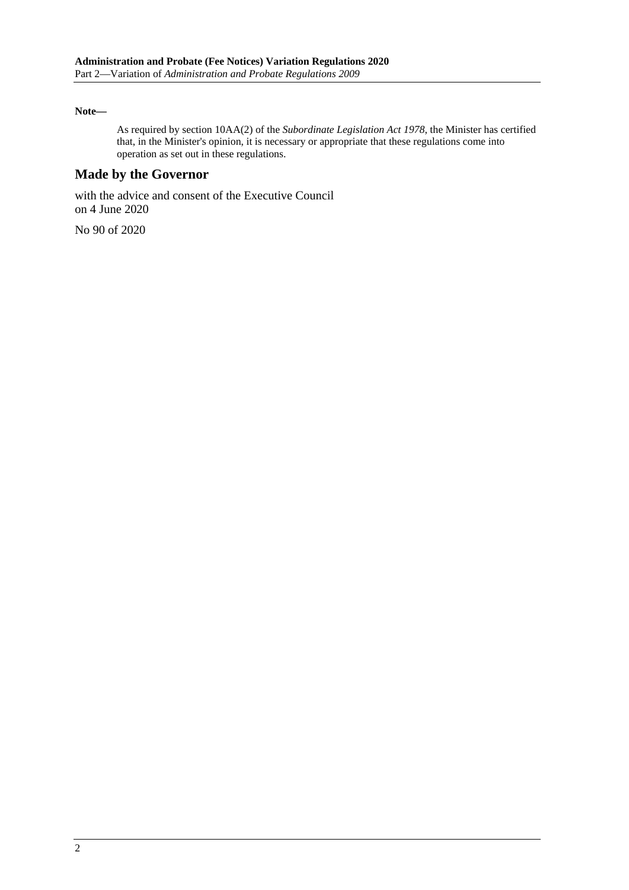**Note—**

As required by section 10AA(2) of the *Subordinate Legislation Act 1978*, the Minister has certified that, in the Minister's opinion, it is necessary or appropriate that these regulations come into operation as set out in these regulations.

## Made by the Governor

with the advice and consent of the Executive Council
on 4 June 2020

No 90 of 2020